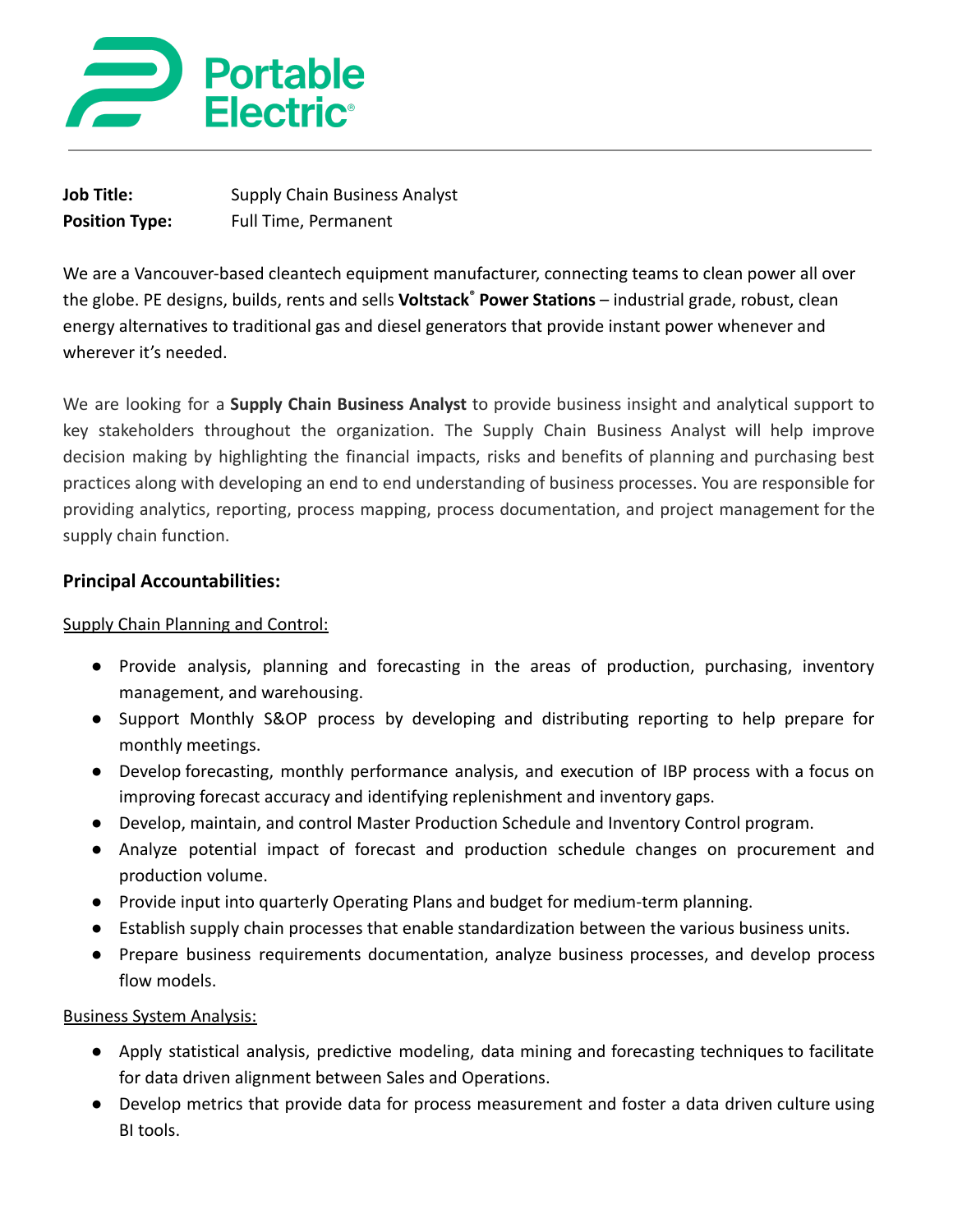**Job Title:** Supply Chain Business Analyst
**Position Type:** Full Time, Permanent

We are a Vancouver-based cleantech equipment manufacturer, connecting teams to clean power all over the globe. PE designs, builds, rents and sells **Voltstack® Power Stations** – industrial grade, robust, clean energy alternatives to traditional gas and diesel generators that provide instant power whenever and wherever it's needed.

We are looking for a **Supply Chain Business Analyst** to provide business insight and analytical support to key stakeholders throughout the organization. The Supply Chain Business Analyst will help improve decision making by highlighting the financial impacts, risks and benefits of planning and purchasing best practices along with developing an end to end understanding of business processes. You are responsible for providing analytics, reporting, process mapping, process documentation, and project management for the supply chain function.

### Principal Accountabilities:

Supply Chain Planning and Control:

- Provide analysis, planning and forecasting in the areas of production, purchasing, inventory management, and warehousing.
- Support Monthly S&OP process by developing and distributing reporting to help prepare for monthly meetings.
- Develop forecasting, monthly performance analysis, and execution of IBP process with a focus on improving forecast accuracy and identifying replenishment and inventory gaps.
- Develop, maintain, and control Master Production Schedule and Inventory Control program.
- Analyze potential impact of forecast and production schedule changes on procurement and production volume.
- Provide input into quarterly Operating Plans and budget for medium-term planning.
- Establish supply chain processes that enable standardization between the various business units.
- Prepare business requirements documentation, analyze business processes, and develop process flow models.

Business System Analysis:

- Apply statistical analysis, predictive modeling, data mining and forecasting techniques to facilitate for data driven alignment between Sales and Operations.
- Develop metrics that provide data for process measurement and foster a data driven culture using BI tools.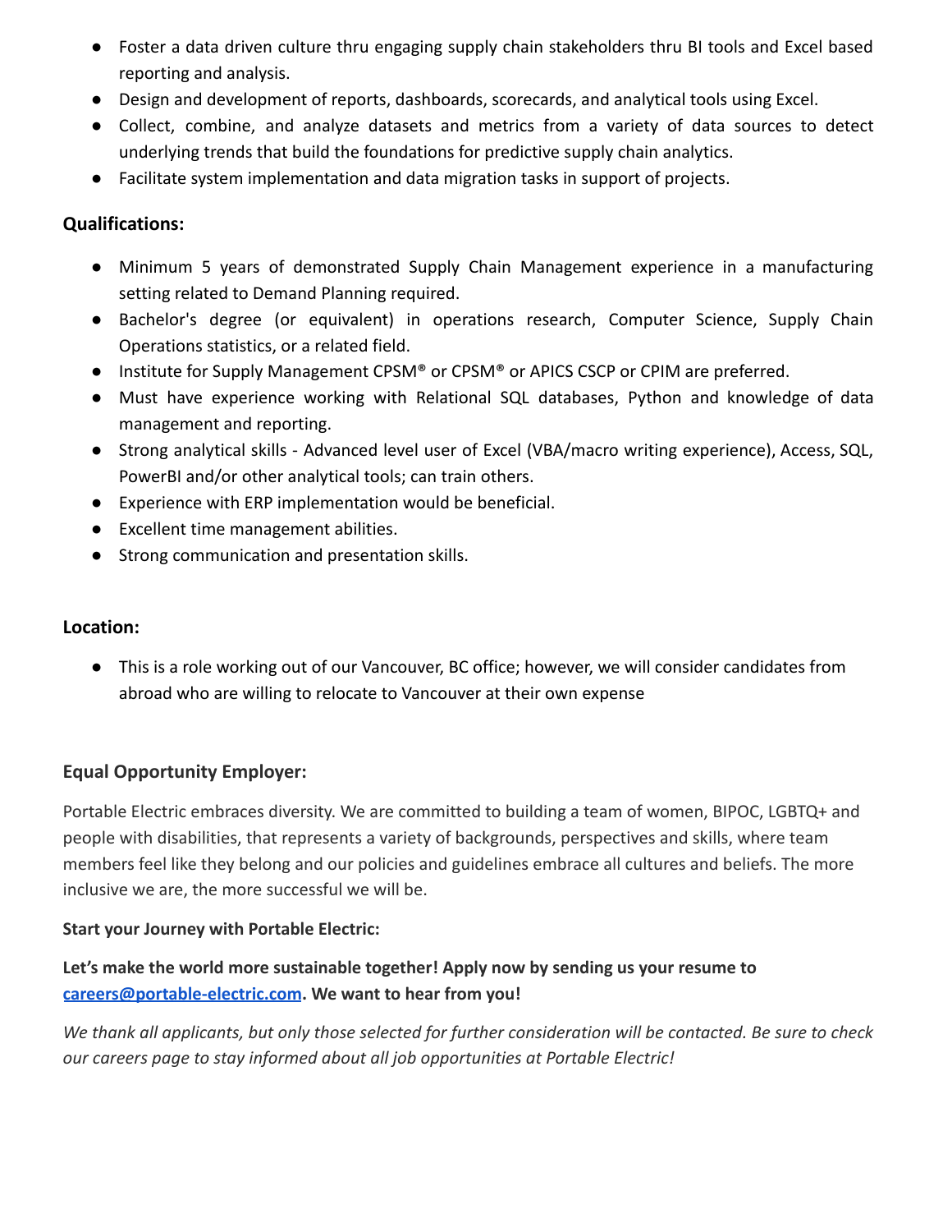- Foster a data driven culture thru engaging supply chain stakeholders thru BI tools and Excel based reporting and analysis.
- Design and development of reports, dashboards, scorecards, and analytical tools using Excel.
- Collect, combine, and analyze datasets and metrics from a variety of data sources to detect underlying trends that build the foundations for predictive supply chain analytics.
- Facilitate system implementation and data migration tasks in support of projects.

**Qualifications:**

- Minimum 5 years of demonstrated Supply Chain Management experience in a manufacturing setting related to Demand Planning required.
- Bachelor's degree (or equivalent) in operations research, Computer Science, Supply Chain Operations statistics, or a related field.
- Institute for Supply Management CPSM® or CPSM® or APICS CSCP or CPIM are preferred.
- Must have experience working with Relational SQL databases, Python and knowledge of data management and reporting.
- Strong analytical skills - Advanced level user of Excel (VBA/macro writing experience), Access, SQL, PowerBI and/or other analytical tools; can train others.
- Experience with ERP implementation would be beneficial.
- Excellent time management abilities.
- Strong communication and presentation skills.

**Location:**

- This is a role working out of our Vancouver, BC office; however, we will consider candidates from abroad who are willing to relocate to Vancouver at their own expense

**Equal Opportunity Employer:**

Portable Electric embraces diversity. We are committed to building a team of women, BIPOC, LGBTQ+ and people with disabilities, that represents a variety of backgrounds, perspectives and skills, where team members feel like they belong and our policies and guidelines embrace all cultures and beliefs. The more inclusive we are, the more successful we will be.

**Start your Journey with Portable Electric:**

**Let's make the world more sustainable together! Apply now by sending us your resume to [careers@portable-electric.com](mailto:careers@portable-electric.com). We want to hear from you!**

*We thank all applicants, but only those selected for further consideration will be contacted. Be sure to check our careers page to stay informed about all job opportunities at Portable Electric!*